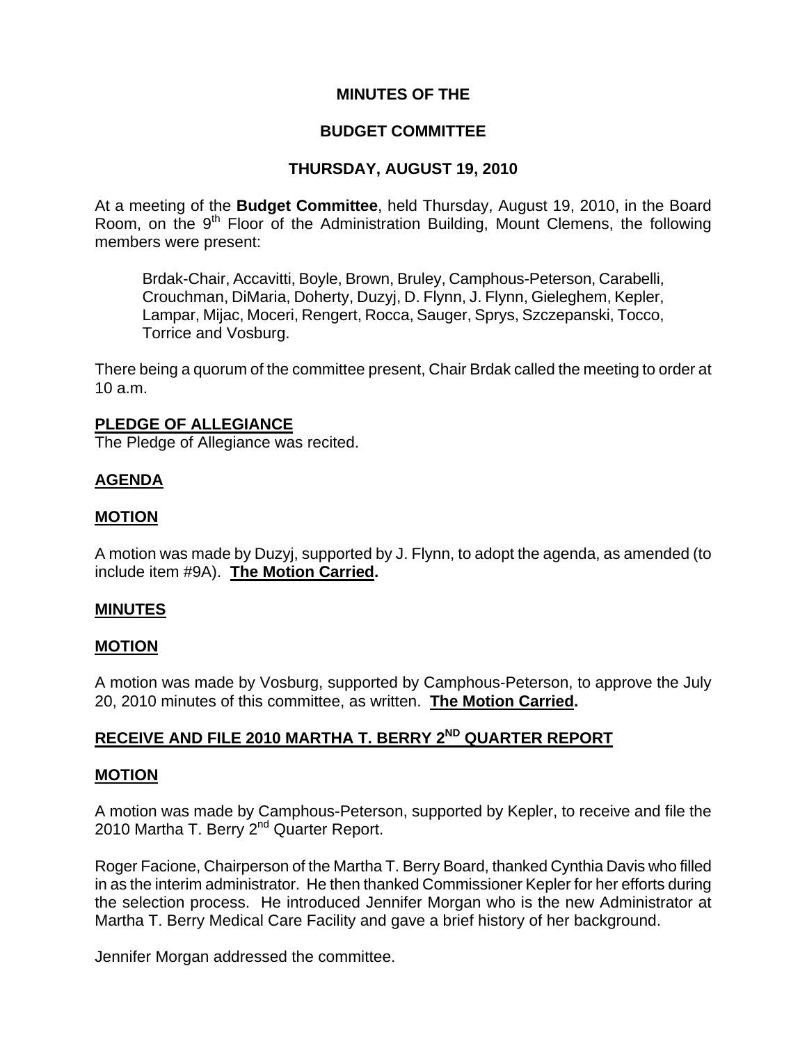# MINUTES OF THE

# BUDGET COMMITTEE

# THURSDAY, AUGUST 19, 2010

At a meeting of the **Budget Committee**, held Thursday, August 19, 2010, in the Board Room, on the 9th Floor of the Administration Building, Mount Clemens, the following members were present:

> Brdak-Chair, Accavitti, Boyle, Brown, Bruley, Camphous-Peterson, Carabelli, Crouchman, DiMaria, Doherty, Duzyj, D. Flynn, J. Flynn, Gieleghem, Kepler, Lampar, Mijac, Moceri, Rengert, Rocca, Sauger, Sprys, Szczepanski, Tocco, Torrice and Vosburg.

There being a quorum of the committee present, Chair Brdak called the meeting to order at 10 a.m.

## PLEDGE OF ALLEGIANCE

The Pledge of Allegiance was recited.

## AGENDA

## MOTION

A motion was made by Duzyj, supported by J. Flynn, to adopt the agenda, as amended (to include item #9A). **The Motion Carried.**

## MINUTES

## MOTION

A motion was made by Vosburg, supported by Camphous-Peterson, to approve the July 20, 2010 minutes of this committee, as written. **The Motion Carried.**

## RECEIVE AND FILE 2010 MARTHA T. BERRY 2ND QUARTER REPORT

## MOTION

A motion was made by Camphous-Peterson, supported by Kepler, to receive and file the 2010 Martha T. Berry 2nd Quarter Report.

Roger Facione, Chairperson of the Martha T. Berry Board, thanked Cynthia Davis who filled in as the interim administrator. He then thanked Commissioner Kepler for her efforts during the selection process. He introduced Jennifer Morgan who is the new Administrator at Martha T. Berry Medical Care Facility and gave a brief history of her background.

Jennifer Morgan addressed the committee.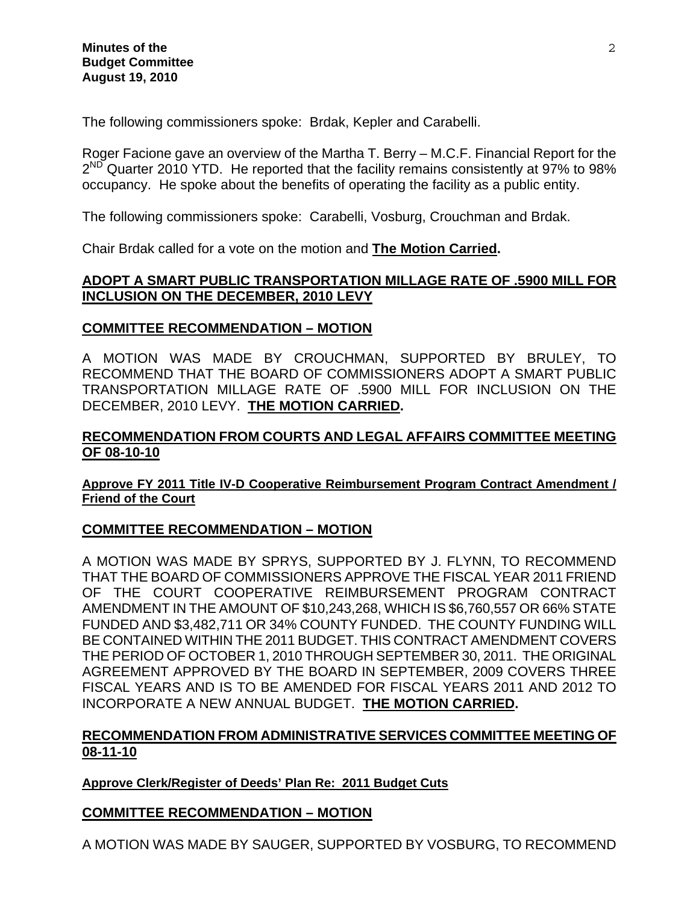The following commissioners spoke: Brdak, Kepler and Carabelli.

Roger Facione gave an overview of the Martha T. Berry – M.C.F. Financial Report for the 2[ND] Quarter 2010 YTD. He reported that the facility remains consistently at 97% to 98% occupancy. He spoke about the benefits of operating the facility as a public entity.

The following commissioners spoke: Carabelli, Vosburg, Crouchman and Brdak.

Chair Brdak called for a vote on the motion and **The Motion Carried.**

## ADOPT A SMART PUBLIC TRANSPORTATION MILLAGE RATE OF .5900 MILL FOR INCLUSION ON THE DECEMBER, 2010 LEVY

## COMMITTEE RECOMMENDATION – MOTION

A MOTION WAS MADE BY CROUCHMAN, SUPPORTED BY BRULEY, TO RECOMMEND THAT THE BOARD OF COMMISSIONERS ADOPT A SMART PUBLIC TRANSPORTATION MILLAGE RATE OF .5900 MILL FOR INCLUSION ON THE DECEMBER, 2010 LEVY. **THE MOTION CARRIED.**

## RECOMMENDATION FROM COURTS AND LEGAL AFFAIRS COMMITTEE MEETING OF 08-10-10

### Approve FY 2011 Title IV-D Cooperative Reimbursement Program Contract Amendment / Friend of the Court

## COMMITTEE RECOMMENDATION – MOTION

A MOTION WAS MADE BY SPRYS, SUPPORTED BY J. FLYNN, TO RECOMMEND THAT THE BOARD OF COMMISSIONERS APPROVE THE FISCAL YEAR 2011 FRIEND OF THE COURT COOPERATIVE REIMBURSEMENT PROGRAM CONTRACT AMENDMENT IN THE AMOUNT OF $10,243,268, WHICH IS $6,760,557 OR 66% STATE FUNDED AND $3,482,711 OR 34% COUNTY FUNDED. THE COUNTY FUNDING WILL BE CONTAINED WITHIN THE 2011 BUDGET. THIS CONTRACT AMENDMENT COVERS THE PERIOD OF OCTOBER 1, 2010 THROUGH SEPTEMBER 30, 2011. THE ORIGINAL AGREEMENT APPROVED BY THE BOARD IN SEPTEMBER, 2009 COVERS THREE FISCAL YEARS AND IS TO BE AMENDED FOR FISCAL YEARS 2011 AND 2012 TO INCORPORATE A NEW ANNUAL BUDGET. **THE MOTION CARRIED.**

## RECOMMENDATION FROM ADMINISTRATIVE SERVICES COMMITTEE MEETING OF 08-11-10

### Approve Clerk/Register of Deeds' Plan Re: 2011 Budget Cuts

## COMMITTEE RECOMMENDATION – MOTION

A MOTION WAS MADE BY SAUGER, SUPPORTED BY VOSBURG, TO RECOMMEND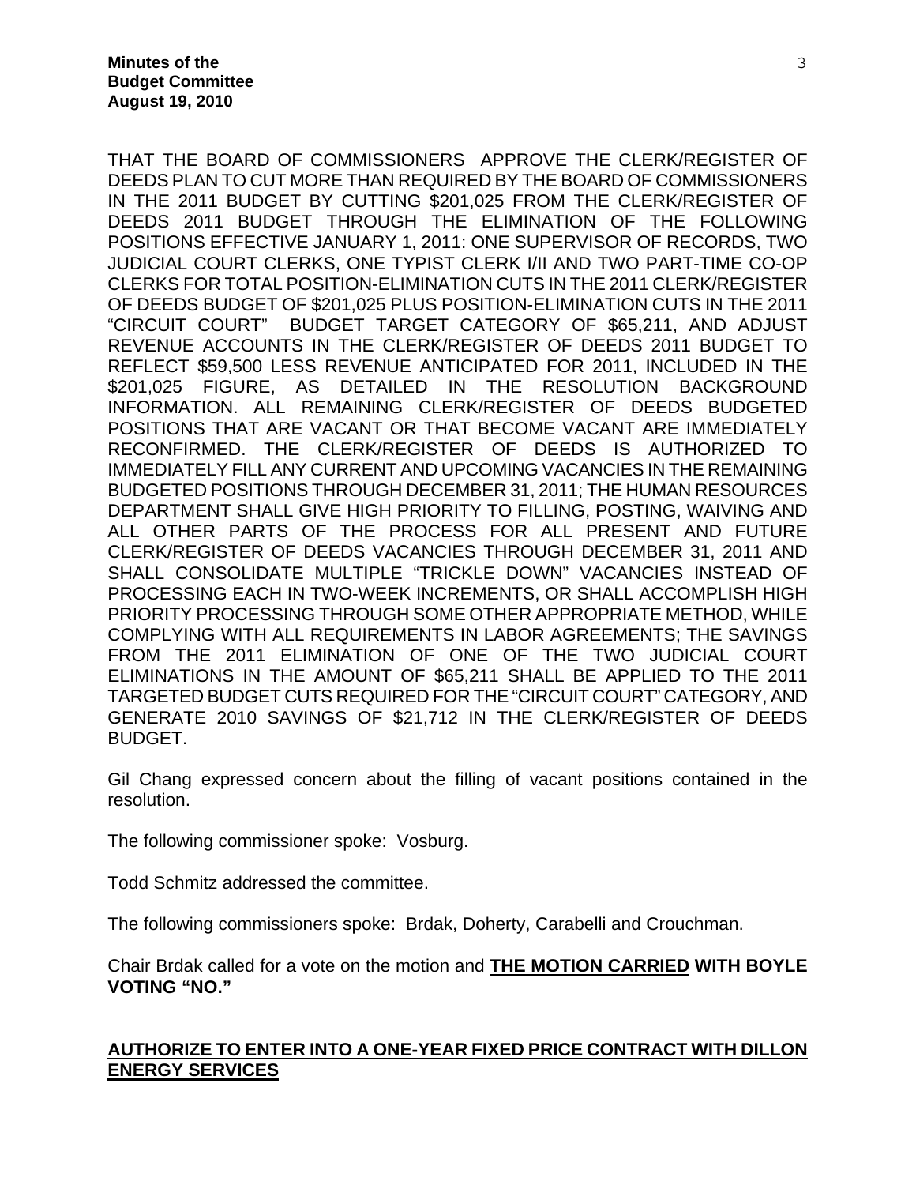THAT THE BOARD OF COMMISSIONERS APPROVE THE CLERK/REGISTER OF DEEDS PLAN TO CUT MORE THAN REQUIRED BY THE BOARD OF COMMISSIONERS IN THE 2011 BUDGET BY CUTTING $201,025 FROM THE CLERK/REGISTER OF DEEDS 2011 BUDGET THROUGH THE ELIMINATION OF THE FOLLOWING POSITIONS EFFECTIVE JANUARY 1, 2011: ONE SUPERVISOR OF RECORDS, TWO JUDICIAL COURT CLERKS, ONE TYPIST CLERK I/II AND TWO PART-TIME CO-OP CLERKS FOR TOTAL POSITION-ELIMINATION CUTS IN THE 2011 CLERK/REGISTER OF DEEDS BUDGET OF $201,025 PLUS POSITION-ELIMINATION CUTS IN THE 2011 "CIRCUIT COURT" BUDGET TARGET CATEGORY OF $65,211, AND ADJUST REVENUE ACCOUNTS IN THE CLERK/REGISTER OF DEEDS 2011 BUDGET TO REFLECT $59,500 LESS REVENUE ANTICIPATED FOR 2011, INCLUDED IN THE $201,025 FIGURE, AS DETAILED IN THE RESOLUTION BACKGROUND INFORMATION. ALL REMAINING CLERK/REGISTER OF DEEDS BUDGETED POSITIONS THAT ARE VACANT OR THAT BECOME VACANT ARE IMMEDIATELY RECONFIRMED. THE CLERK/REGISTER OF DEEDS IS AUTHORIZED TO IMMEDIATELY FILL ANY CURRENT AND UPCOMING VACANCIES IN THE REMAINING BUDGETED POSITIONS THROUGH DECEMBER 31, 2011; THE HUMAN RESOURCES DEPARTMENT SHALL GIVE HIGH PRIORITY TO FILLING, POSTING, WAIVING AND ALL OTHER PARTS OF THE PROCESS FOR ALL PRESENT AND FUTURE CLERK/REGISTER OF DEEDS VACANCIES THROUGH DECEMBER 31, 2011 AND SHALL CONSOLIDATE MULTIPLE "TRICKLE DOWN" VACANCIES INSTEAD OF PROCESSING EACH IN TWO-WEEK INCREMENTS, OR SHALL ACCOMPLISH HIGH PRIORITY PROCESSING THROUGH SOME OTHER APPROPRIATE METHOD, WHILE COMPLYING WITH ALL REQUIREMENTS IN LABOR AGREEMENTS; THE SAVINGS FROM THE 2011 ELIMINATION OF ONE OF THE TWO JUDICIAL COURT ELIMINATIONS IN THE AMOUNT OF $65,211 SHALL BE APPLIED TO THE 2011 TARGETED BUDGET CUTS REQUIRED FOR THE "CIRCUIT COURT" CATEGORY, AND GENERATE 2010 SAVINGS OF $21,712 IN THE CLERK/REGISTER OF DEEDS BUDGET.

Gil Chang expressed concern about the filling of vacant positions contained in the resolution.

The following commissioner spoke: Vosburg.

Todd Schmitz addressed the committee.

The following commissioners spoke: Brdak, Doherty, Carabelli and Crouchman.

Chair Brdak called for a vote on the motion and **THE MOTION CARRIED WITH BOYLE VOTING "NO."**

## AUTHORIZE TO ENTER INTO A ONE-YEAR FIXED PRICE CONTRACT WITH DILLON ENERGY SERVICES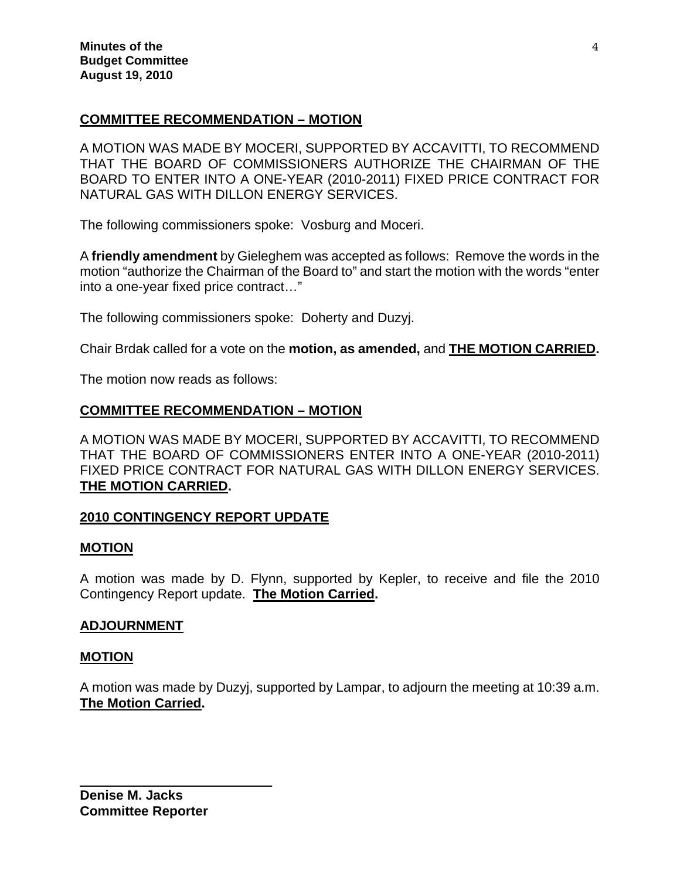**COMMITTEE RECOMMENDATION – MOTION**

A MOTION WAS MADE BY MOCERI, SUPPORTED BY ACCAVITTI, TO RECOMMEND THAT THE BOARD OF COMMISSIONERS AUTHORIZE THE CHAIRMAN OF THE BOARD TO ENTER INTO A ONE-YEAR (2010-2011) FIXED PRICE CONTRACT FOR NATURAL GAS WITH DILLON ENERGY SERVICES.

The following commissioners spoke: Vosburg and Moceri.

A **friendly amendment** by Gieleghem was accepted as follows: Remove the words in the motion "authorize the Chairman of the Board to" and start the motion with the words "enter into a one-year fixed price contract…"

The following commissioners spoke: Doherty and Duzyj.

Chair Brdak called for a vote on the **motion, as amended,** and **THE MOTION CARRIED.**

The motion now reads as follows:

**COMMITTEE RECOMMENDATION – MOTION**

A MOTION WAS MADE BY MOCERI, SUPPORTED BY ACCAVITTI, TO RECOMMEND THAT THE BOARD OF COMMISSIONERS ENTER INTO A ONE-YEAR (2010-2011) FIXED PRICE CONTRACT FOR NATURAL GAS WITH DILLON ENERGY SERVICES. **THE MOTION CARRIED.**

**2010 CONTINGENCY REPORT UPDATE**

**MOTION**

A motion was made by D. Flynn, supported by Kepler, to receive and file the 2010 Contingency Report update. **The Motion Carried.**

**ADJOURNMENT**

**MOTION**

A motion was made by Duzyj, supported by Lampar, to adjourn the meeting at 10:39 a.m. **The Motion Carried.**

\_\_\_\_\_\_\_\_\_\_\_\_\_\_\_\_\_\_\_\_\_\_\_\_\_\_\_

**Denise M. Jacks**
**Committee Reporter**